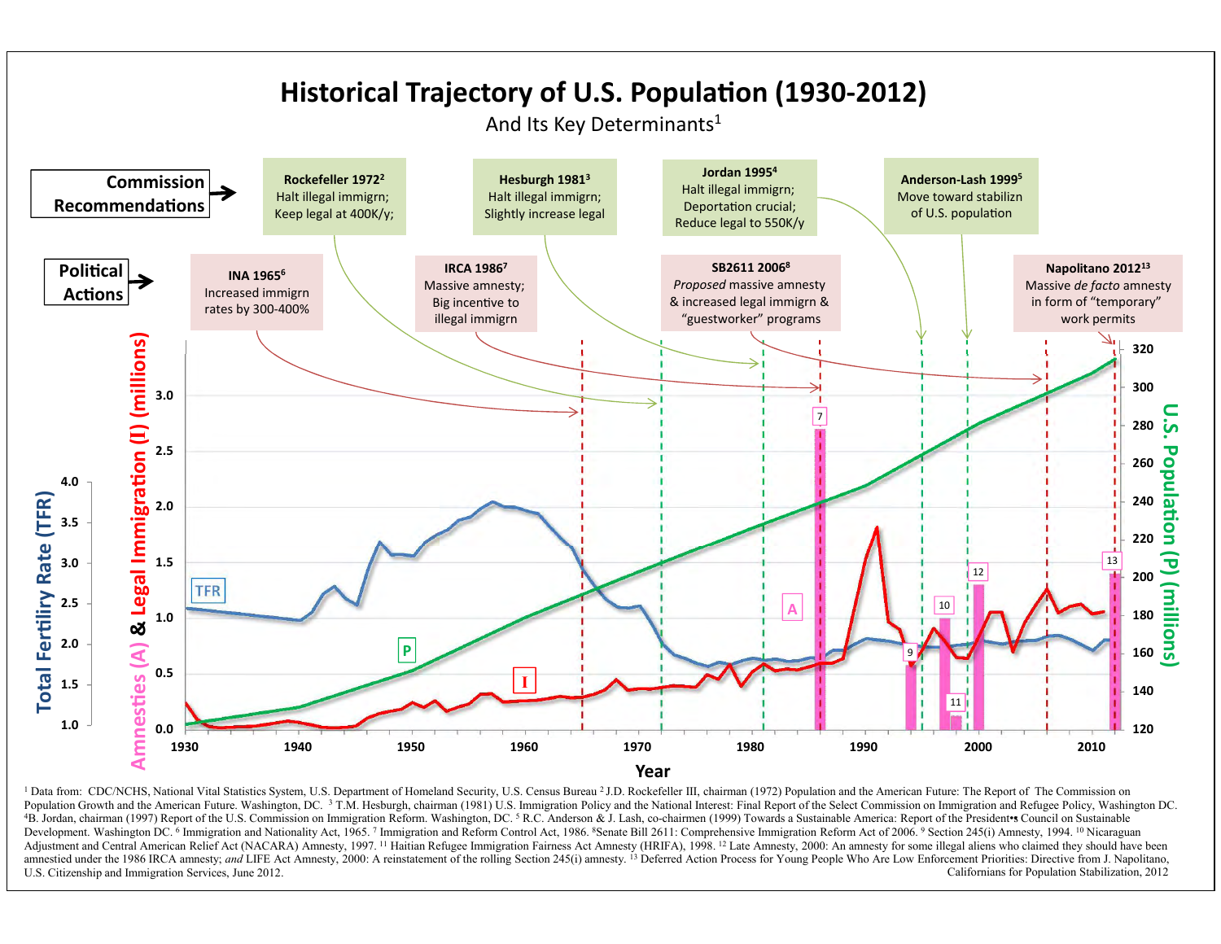# Historical Trajectory of U.S. Population (1930-2012)

And Its Key Determinants[1]

**Commission Recommendations**

**Rockefeller 1972**[2]
Halt illegal immigrn;
Keep legal at 400K/y;

**Hesburgh 1981**[3]
Halt illegal immigrn;
Slightly increase legal

**Jordan 1995**[4]
Halt illegal immigrn;
Deportation crucial;
Reduce legal to 550K/y

**Anderson-Lash 1999**[5]
Move toward stabilizn
of U.S. population

**Political Actions**

**INA 1965**[6]
Increased immigrn
rates by 300-400%

**IRCA 1986**[7]
Massive amnesty;
Big incentive to
illegal immigrn

**SB2611 2006**[8]
*Proposed* massive amnesty
& increased legal immigrn &
"guestworker" programs

**Napolitano 2012**[13]
Massive *de facto* amnesty
in form of "temporary"
work permits

Total Fertiliry Rate (TFR) | Amnesties (A) & Legal Immigration (I) (millions) | U.S. Population (P) (millions) | Year

[1] Data from: CDC/NCHS, National Vital Statistics System, U.S. Department of Homeland Security, U.S. Census Bureau [2] J.D. Rockefeller III, chairman (1972) Population and the American Future: The Report of The Commission on Population Growth and the American Future. Washington, DC. [3] T.M. Hesburgh, chairman (1981) U.S. Immigration Policy and the National Interest: Final Report of the Select Commission on Immigration and Refugee Policy, Washington DC. [4] B. Jordan, chairman (1997) Report of the U.S. Commission on Immigration Reform. Washington, DC. [5] R.C. Anderson & J. Lash, co-chairmen (1999) Towards a Sustainable America: Report of the President's Council on Sustainable Development. Washington DC. [6] Immigration and Nationality Act, 1965. [7] Immigration and Reform Control Act, 1986. [8] Senate Bill 2611: Comprehensive Immigration Reform Act of 2006. [9] Section 245(i) Amnesty, 1994. [10] Nicaraguan Adjustment and Central American Relief Act (NACARA) Amnesty, 1997. [11] Haitian Refugee Immigration Fairness Act Amnesty (HRIFA), 1998. [12] Late Amnesty, 2000: An amnesty for some illegal aliens who claimed they should have been amnestied under the 1986 IRCA amnesty; *and* LIFE Act Amnesty, 2000: A reinstatement of the rolling Section 245(i) amnesty. [13] Deferred Action Process for Young People Who Are Low Enforcement Priorities: Directive from J. Napolitano, U.S. Citizenship and Immigration Services, June 2012.

Californians for Population Stabilization, 2012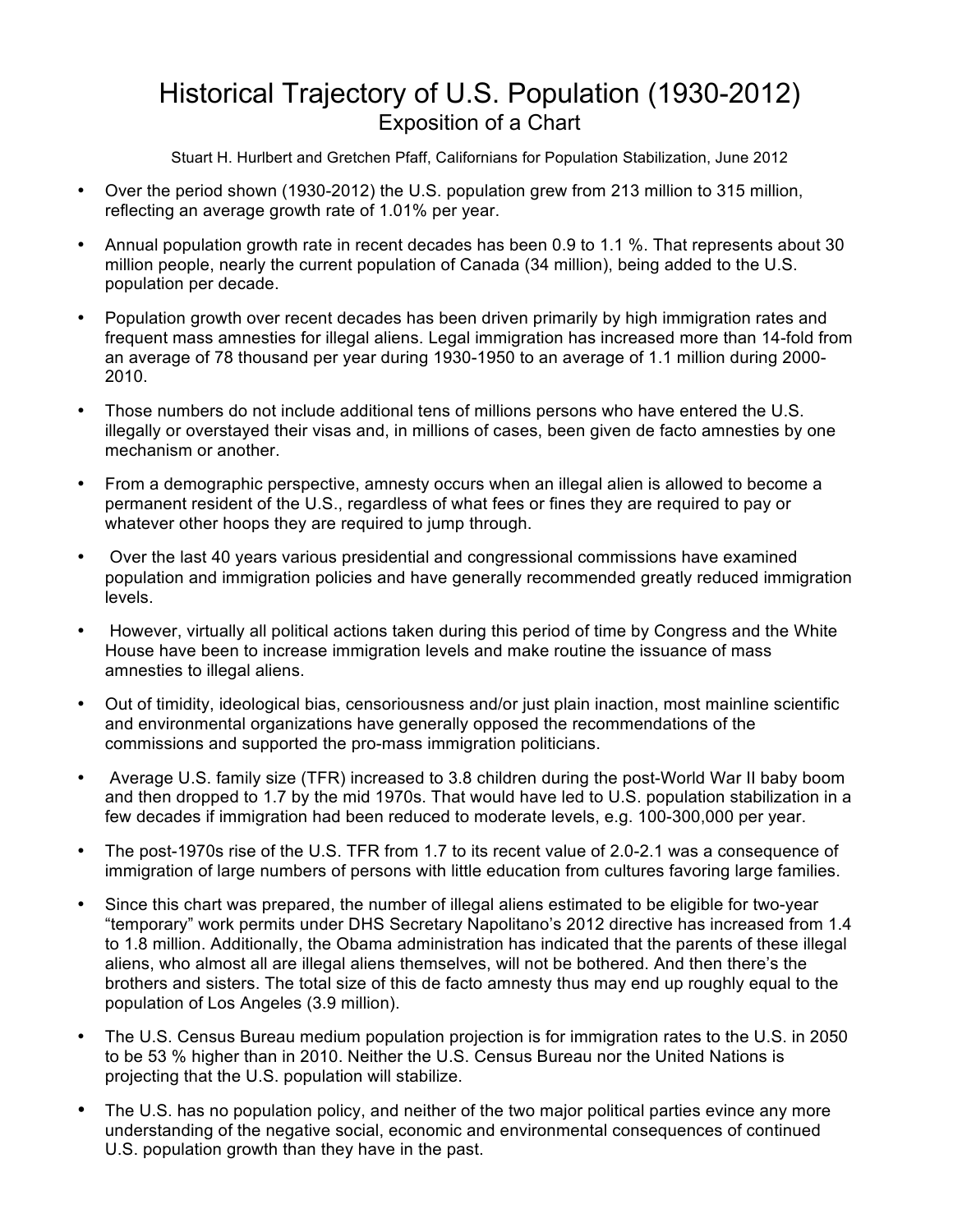# Historical Trajectory of U.S. Population (1930-2012)

## Exposition of a Chart

Stuart H. Hurlbert and Gretchen Pfaff, Californians for Population Stabilization, June 2012

- Over the period shown (1930-2012) the U.S. population grew from 213 million to 315 million, reflecting an average growth rate of 1.01% per year.
- Annual population growth rate in recent decades has been 0.9 to 1.1 %. That represents about 30 million people, nearly the current population of Canada (34 million), being added to the U.S. population per decade.
- Population growth over recent decades has been driven primarily by high immigration rates and frequent mass amnesties for illegal aliens. Legal immigration has increased more than 14-fold from an average of 78 thousand per year during 1930-1950 to an average of 1.1 million during 2000-2010.
- Those numbers do not include additional tens of millions persons who have entered the U.S. illegally or overstayed their visas and, in millions of cases, been given de facto amnesties by one mechanism or another.
- From a demographic perspective, amnesty occurs when an illegal alien is allowed to become a permanent resident of the U.S., regardless of what fees or fines they are required to pay or whatever other hoops they are required to jump through.
- Over the last 40 years various presidential and congressional commissions have examined population and immigration policies and have generally recommended greatly reduced immigration levels.
- However, virtually all political actions taken during this period of time by Congress and the White House have been to increase immigration levels and make routine the issuance of mass amnesties to illegal aliens.
- Out of timidity, ideological bias, censoriousness and/or just plain inaction, most mainline scientific and environmental organizations have generally opposed the recommendations of the commissions and supported the pro-mass immigration politicians.
- Average U.S. family size (TFR) increased to 3.8 children during the post-World War II baby boom and then dropped to 1.7 by the mid 1970s. That would have led to U.S. population stabilization in a few decades if immigration had been reduced to moderate levels, e.g. 100-300,000 per year.
- The post-1970s rise of the U.S. TFR from 1.7 to its recent value of 2.0-2.1 was a consequence of immigration of large numbers of persons with little education from cultures favoring large families.
- Since this chart was prepared, the number of illegal aliens estimated to be eligible for two-year "temporary" work permits under DHS Secretary Napolitano's 2012 directive has increased from 1.4 to 1.8 million. Additionally, the Obama administration has indicated that the parents of these illegal aliens, who almost all are illegal aliens themselves, will not be bothered. And then there's the brothers and sisters. The total size of this de facto amnesty thus may end up roughly equal to the population of Los Angeles (3.9 million).
- The U.S. Census Bureau medium population projection is for immigration rates to the U.S. in 2050 to be 53 % higher than in 2010. Neither the U.S. Census Bureau nor the United Nations is projecting that the U.S. population will stabilize.
- The U.S. has no population policy, and neither of the two major political parties evince any more understanding of the negative social, economic and environmental consequences of continued U.S. population growth than they have in the past.